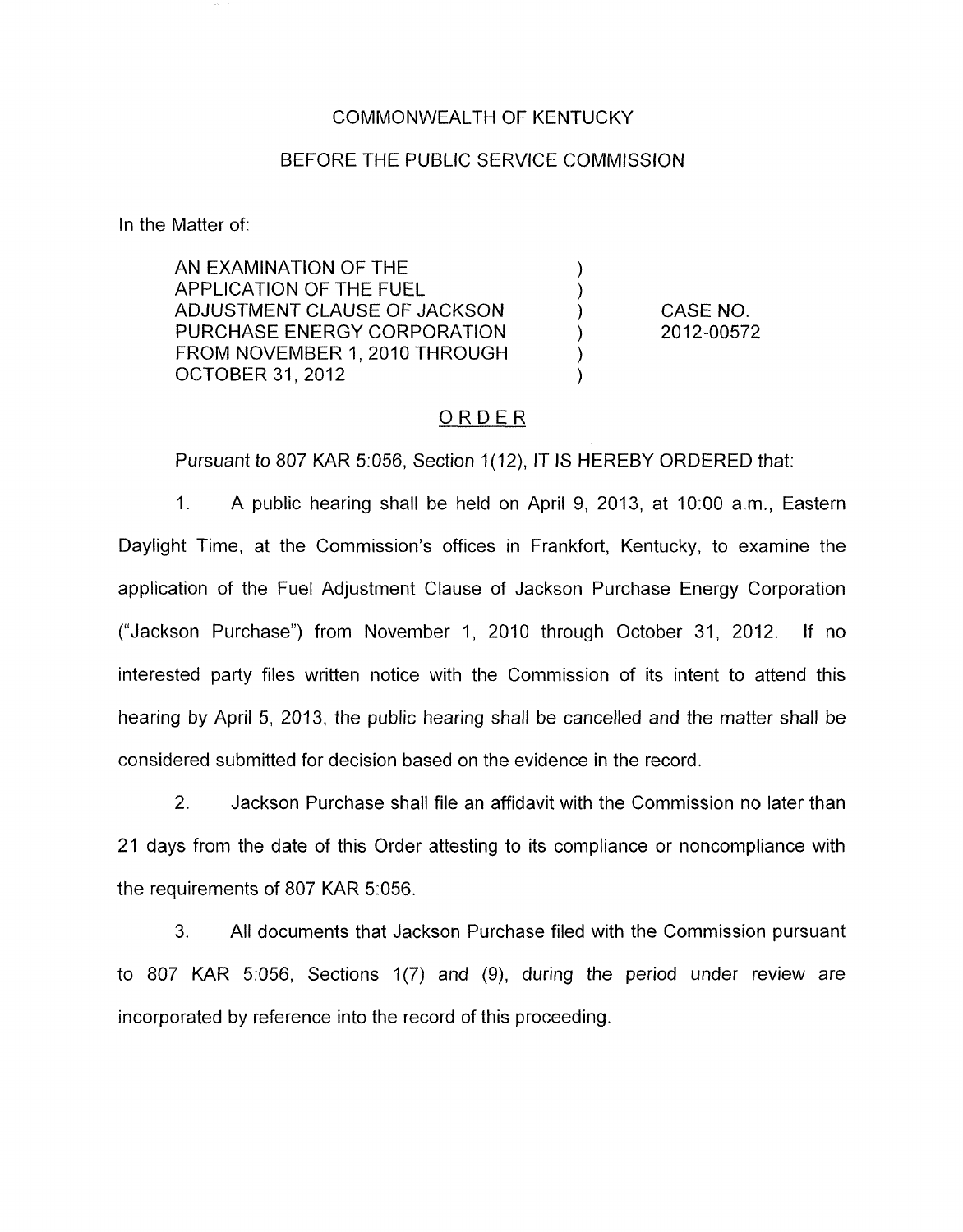COMMONWEALTH OF KENTUCKY

BEFORE THE PUBLIC SERVICE COMMISSION

In the Matter of:

| | | |
|---|---|---|
| AN EXAMINATION OF THE APPLICATION OF THE FUEL ADJUSTMENT CLAUSE OF JACKSON PURCHASE ENERGY CORPORATION FROM NOVEMBER 1, 2010 THROUGH OCTOBER 31, 2012 | ) ) ) ) ) ) | CASE NO. 2012-00572 |

## ORDER

Pursuant to 807 KAR 5:056, Section 1(12), IT IS HEREBY ORDERED that:

1. A public hearing shall be held on April 9, 2013, at 10:00 a.m., Eastern Daylight Time, at the Commission's offices in Frankfort, Kentucky, to examine the application of the Fuel Adjustment Clause of Jackson Purchase Energy Corporation ("Jackson Purchase") from November 1, 2010 through October 31, 2012. If no interested party files written notice with the Commission of its intent to attend this hearing by April 5, 2013, the public hearing shall be cancelled and the matter shall be considered submitted for decision based on the evidence in the record.

2. Jackson Purchase shall file an affidavit with the Commission no later than 21 days from the date of this Order attesting to its compliance or noncompliance with the requirements of 807 KAR 5:056.

3. All documents that Jackson Purchase filed with the Commission pursuant to 807 KAR 5:056, Sections 1(7) and (9), during the period under review are incorporated by reference into the record of this proceeding.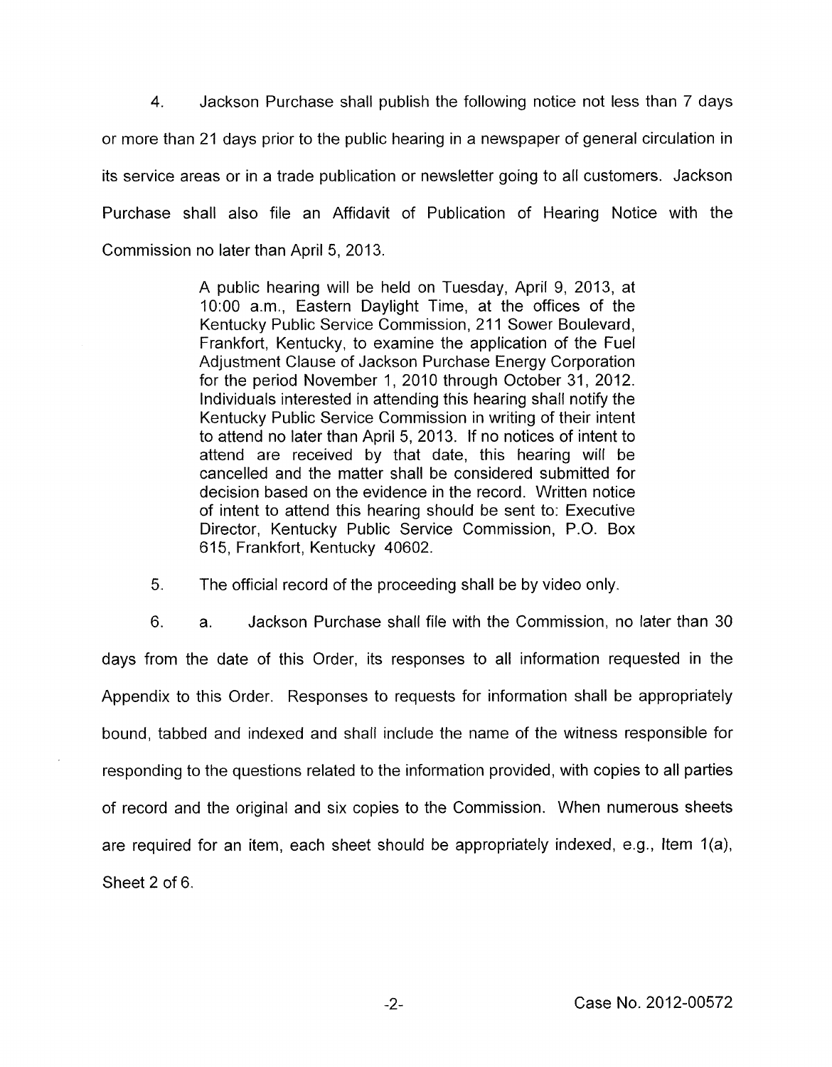4. Jackson Purchase shall publish the following notice not less than 7 days or more than 21 days prior to the public hearing in a newspaper of general circulation in its service areas or in a trade publication or newsletter going to all customers. Jackson Purchase shall also file an Affidavit of Publication of Hearing Notice with the Commission no later than April 5, 2013.

> A public hearing will be held on Tuesday, April 9, 2013, at 10:00 a.m., Eastern Daylight Time, at the offices of the Kentucky Public Service Commission, 211 Sower Boulevard, Frankfort, Kentucky, to examine the application of the Fuel Adjustment Clause of Jackson Purchase Energy Corporation for the period November 1, 2010 through October 31, 2012. Individuals interested in attending this hearing shall notify the Kentucky Public Service Commission in writing of their intent to attend no later than April 5, 2013. If no notices of intent to attend are received by that date, this hearing will be cancelled and the matter shall be considered submitted for decision based on the evidence in the record. Written notice of intent to attend this hearing should be sent to: Executive Director, Kentucky Public Service Commission, P.O. Box 615, Frankfort, Kentucky 40602.

5. The official record of the proceeding shall be by video only.

6. a. Jackson Purchase shall file with the Commission, no later than 30 days from the date of this Order, its responses to all information requested in the Appendix to this Order. Responses to requests for information shall be appropriately bound, tabbed and indexed and shall include the name of the witness responsible for responding to the questions related to the information provided, with copies to all parties of record and the original and six copies to the Commission. When numerous sheets are required for an item, each sheet should be appropriately indexed, e.g., Item 1(a), Sheet 2 of 6.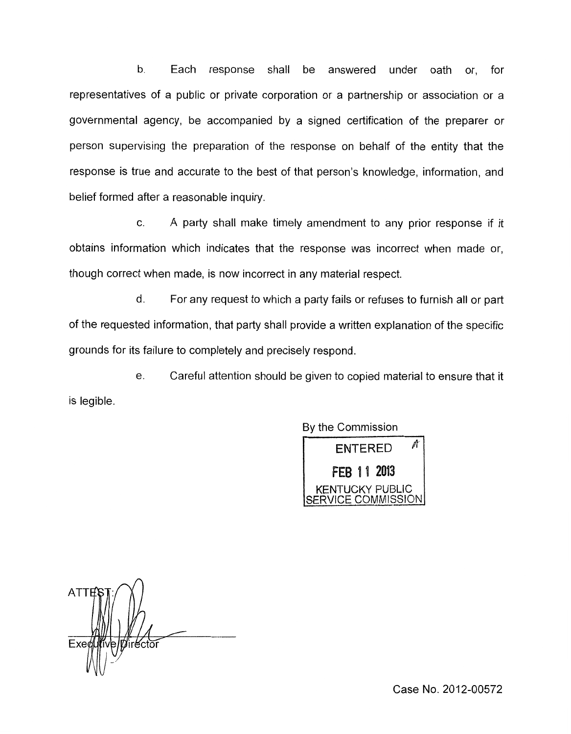b. Each response shall be answered under oath or, for representatives of a public or private corporation or a partnership or association or a governmental agency, be accompanied by a signed certification of the preparer or person supervising the preparation of the response on behalf of the entity that the response is true and accurate to the best of that person's knowledge, information, and belief formed after a reasonable inquiry.

c. A party shall make timely amendment to any prior response if it obtains information which indicates that the response was incorrect when made or, though correct when made, is now incorrect in any material respect.

d. For any request to which a party fails or refuses to furnish all or part of the requested information, that party shall provide a written explanation of the specific grounds for its failure to completely and precisely respond.

e. Careful attention should be given to copied material to ensure that it is legible.

By the Commission

ENTERED

FEB 11 2013

KENTUCKY PUBLIC SERVICE COMMISSION

ATTEST:

Executive Director

Case No. 2012-00572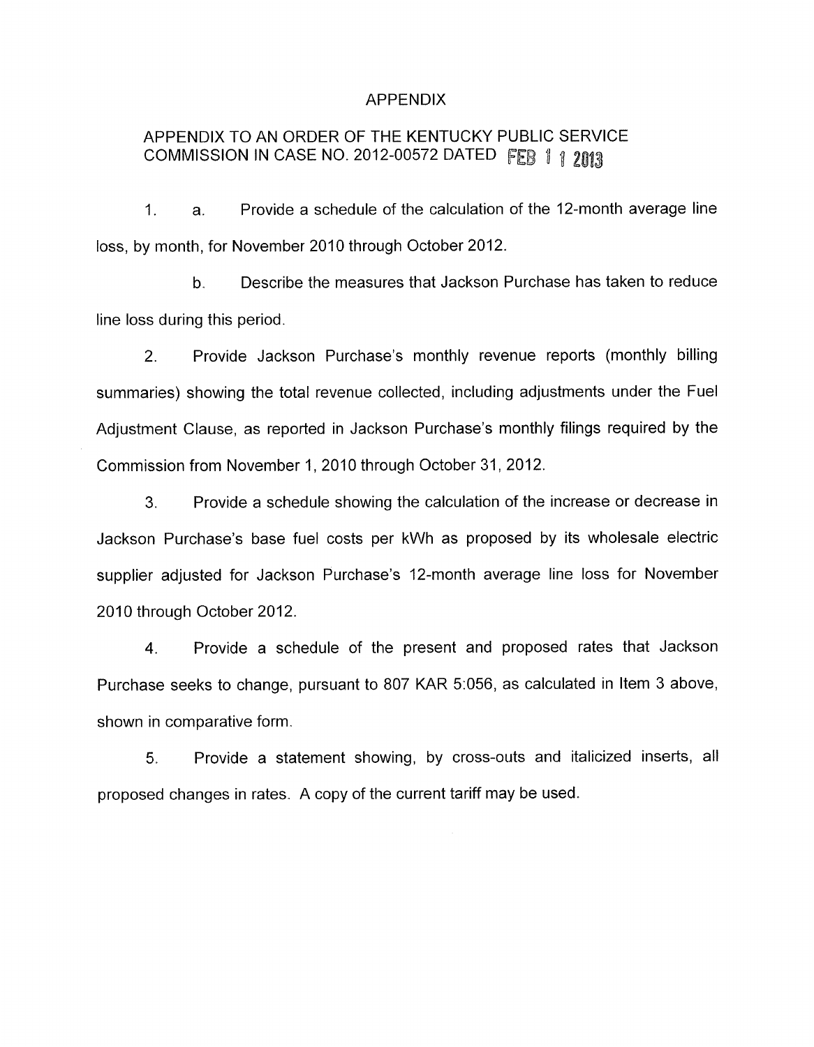# APPENDIX

## APPENDIX TO AN ORDER OF THE KENTUCKY PUBLIC SERVICE COMMISSION IN CASE NO. 2012-00572 DATED FEB 11 2013

1. a. Provide a schedule of the calculation of the 12-month average line loss, by month, for November 2010 through October 2012.

   b. Describe the measures that Jackson Purchase has taken to reduce line loss during this period.

2. Provide Jackson Purchase's monthly revenue reports (monthly billing summaries) showing the total revenue collected, including adjustments under the Fuel Adjustment Clause, as reported in Jackson Purchase's monthly filings required by the Commission from November 1, 2010 through October 31, 2012.

3. Provide a schedule showing the calculation of the increase or decrease in Jackson Purchase's base fuel costs per kWh as proposed by its wholesale electric supplier adjusted for Jackson Purchase's 12-month average line loss for November 2010 through October 2012.

4. Provide a schedule of the present and proposed rates that Jackson Purchase seeks to change, pursuant to 807 KAR 5:056, as calculated in Item 3 above, shown in comparative form.

5. Provide a statement showing, by cross-outs and italicized inserts, all proposed changes in rates. A copy of the current tariff may be used.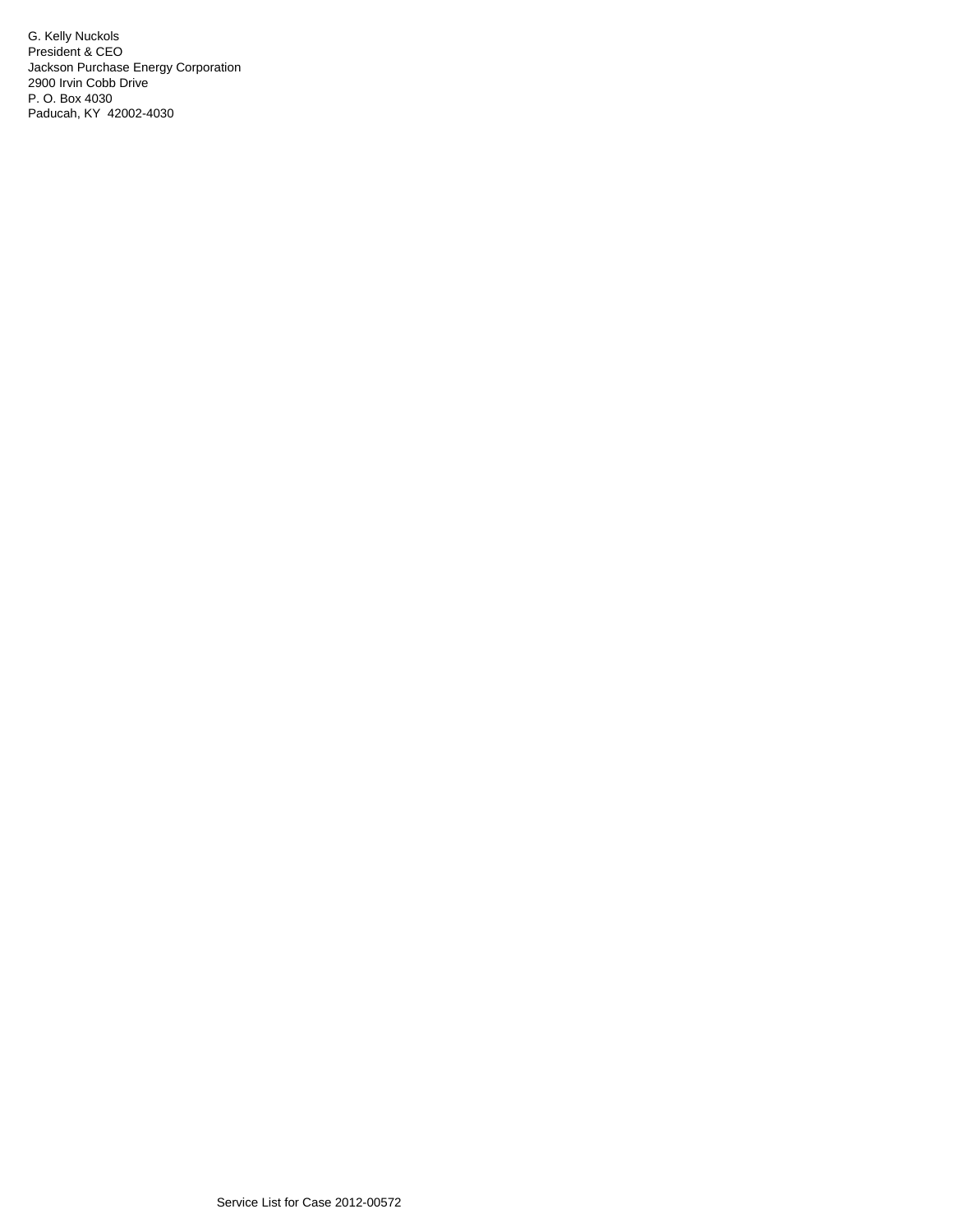G. Kelly Nuckols
President & CEO
Jackson Purchase Energy Corporation
2900 Irvin Cobb Drive
P. O. Box 4030
Paducah, KY  42002-4030